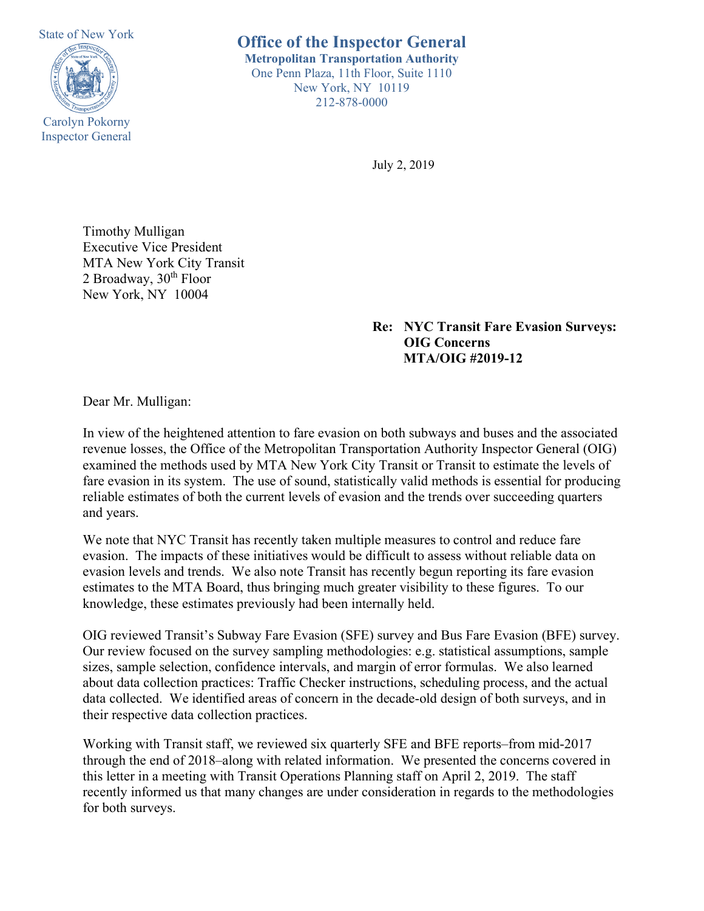State of New York

Carolyn Pokorny
Inspector General

# Office of the Inspector General

**Metropolitan Transportation Authority**
One Penn Plaza, 11th Floor, Suite 1110
New York, NY 10119
212-878-0000

July 2, 2019

Timothy Mulligan
Executive Vice President
MTA New York City Transit
2 Broadway, 30th Floor
New York, NY 10004

**Re: NYC Transit Fare Evasion Surveys: OIG Concerns**
**MTA/OIG #2019-12**

Dear Mr. Mulligan:

In view of the heightened attention to fare evasion on both subways and buses and the associated revenue losses, the Office of the Metropolitan Transportation Authority Inspector General (OIG) examined the methods used by MTA New York City Transit or Transit to estimate the levels of fare evasion in its system. The use of sound, statistically valid methods is essential for producing reliable estimates of both the current levels of evasion and the trends over succeeding quarters and years.

We note that NYC Transit has recently taken multiple measures to control and reduce fare evasion. The impacts of these initiatives would be difficult to assess without reliable data on evasion levels and trends. We also note Transit has recently begun reporting its fare evasion estimates to the MTA Board, thus bringing much greater visibility to these figures. To our knowledge, these estimates previously had been internally held.

OIG reviewed Transit's Subway Fare Evasion (SFE) survey and Bus Fare Evasion (BFE) survey. Our review focused on the survey sampling methodologies: e.g. statistical assumptions, sample sizes, sample selection, confidence intervals, and margin of error formulas. We also learned about data collection practices: Traffic Checker instructions, scheduling process, and the actual data collected. We identified areas of concern in the decade-old design of both surveys, and in their respective data collection practices.

Working with Transit staff, we reviewed six quarterly SFE and BFE reports–from mid-2017 through the end of 2018–along with related information. We presented the concerns covered in this letter in a meeting with Transit Operations Planning staff on April 2, 2019. The staff recently informed us that many changes are under consideration in regards to the methodologies for both surveys.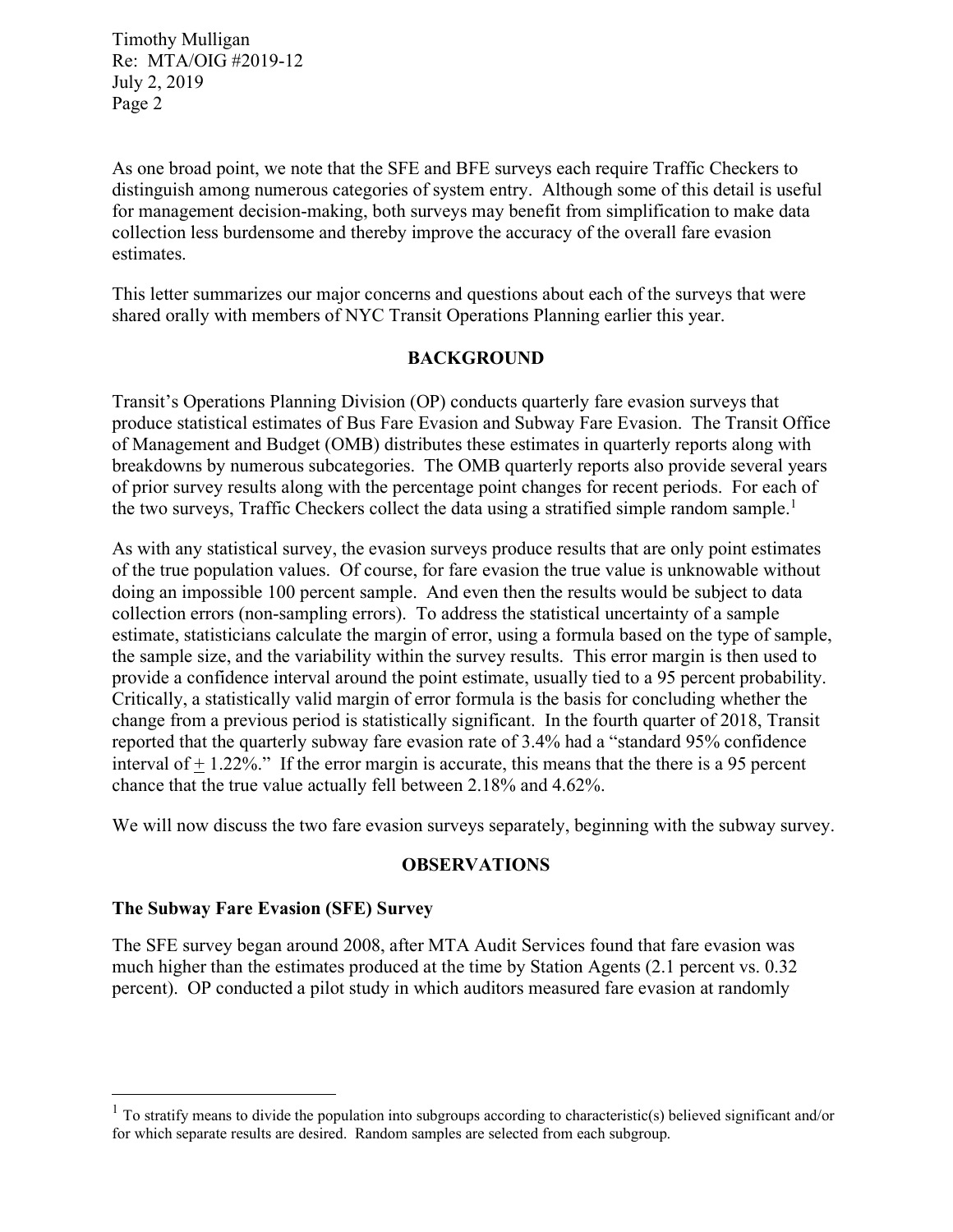As one broad point, we note that the SFE and BFE surveys each require Traffic Checkers to distinguish among numerous categories of system entry. Although some of this detail is useful for management decision-making, both surveys may benefit from simplification to make data collection less burdensome and thereby improve the accuracy of the overall fare evasion estimates.

This letter summarizes our major concerns and questions about each of the surveys that were shared orally with members of NYC Transit Operations Planning earlier this year.

## BACKGROUND

Transit's Operations Planning Division (OP) conducts quarterly fare evasion surveys that produce statistical estimates of Bus Fare Evasion and Subway Fare Evasion. The Transit Office of Management and Budget (OMB) distributes these estimates in quarterly reports along with breakdowns by numerous subcategories. The OMB quarterly reports also provide several years of prior survey results along with the percentage point changes for recent periods. For each of the two surveys, Traffic Checkers collect the data using a stratified simple random sample.[1]

As with any statistical survey, the evasion surveys produce results that are only point estimates of the true population values. Of course, for fare evasion the true value is unknowable without doing an impossible 100 percent sample. And even then the results would be subject to data collection errors (non-sampling errors). To address the statistical uncertainty of a sample estimate, statisticians calculate the margin of error, using a formula based on the type of sample, the sample size, and the variability within the survey results. This error margin is then used to provide a confidence interval around the point estimate, usually tied to a 95 percent probability. Critically, a statistically valid margin of error formula is the basis for concluding whether the change from a previous period is statistically significant. In the fourth quarter of 2018, Transit reported that the quarterly subway fare evasion rate of 3.4% had a "standard 95% confidence interval of $\pm$ 1.22%." If the error margin is accurate, this means that the there is a 95 percent chance that the true value actually fell between 2.18% and 4.62%.

We will now discuss the two fare evasion surveys separately, beginning with the subway survey.

## OBSERVATIONS

### The Subway Fare Evasion (SFE) Survey

The SFE survey began around 2008, after MTA Audit Services found that fare evasion was much higher than the estimates produced at the time by Station Agents (2.1 percent vs. 0.32 percent). OP conducted a pilot study in which auditors measured fare evasion at randomly

---

[1] To stratify means to divide the population into subgroups according to characteristic(s) believed significant and/or for which separate results are desired. Random samples are selected from each subgroup.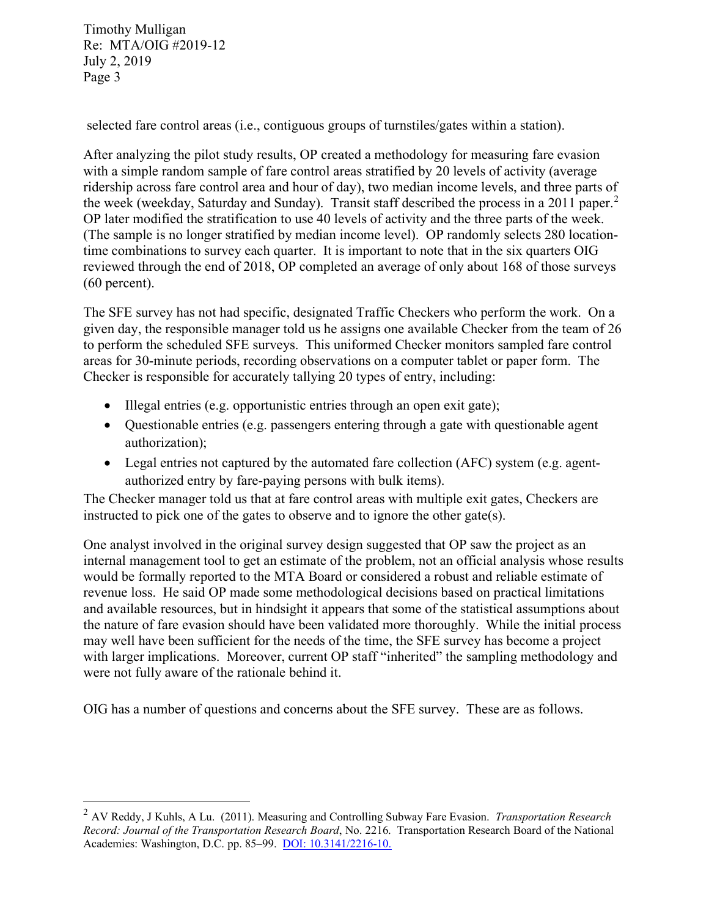selected fare control areas (i.e., contiguous groups of turnstiles/gates within a station).

After analyzing the pilot study results, OP created a methodology for measuring fare evasion with a simple random sample of fare control areas stratified by 20 levels of activity (average ridership across fare control area and hour of day), two median income levels, and three parts of the week (weekday, Saturday and Sunday). Transit staff described the process in a 2011 paper.[2] OP later modified the stratification to use 40 levels of activity and the three parts of the week. (The sample is no longer stratified by median income level). OP randomly selects 280 location-time combinations to survey each quarter. It is important to note that in the six quarters OIG reviewed through the end of 2018, OP completed an average of only about 168 of those surveys (60 percent).

The SFE survey has not had specific, designated Traffic Checkers who perform the work. On a given day, the responsible manager told us he assigns one available Checker from the team of 26 to perform the scheduled SFE surveys. This uniformed Checker monitors sampled fare control areas for 30-minute periods, recording observations on a computer tablet or paper form. The Checker is responsible for accurately tallying 20 types of entry, including:

- Illegal entries (e.g. opportunistic entries through an open exit gate);
- Questionable entries (e.g. passengers entering through a gate with questionable agent authorization);
- Legal entries not captured by the automated fare collection (AFC) system (e.g. agent-authorized entry by fare-paying persons with bulk items).

The Checker manager told us that at fare control areas with multiple exit gates, Checkers are instructed to pick one of the gates to observe and to ignore the other gate(s).

One analyst involved in the original survey design suggested that OP saw the project as an internal management tool to get an estimate of the problem, not an official analysis whose results would be formally reported to the MTA Board or considered a robust and reliable estimate of revenue loss. He said OP made some methodological decisions based on practical limitations and available resources, but in hindsight it appears that some of the statistical assumptions about the nature of fare evasion should have been validated more thoroughly. While the initial process may well have been sufficient for the needs of the time, the SFE survey has become a project with larger implications. Moreover, current OP staff "inherited" the sampling methodology and were not fully aware of the rationale behind it.

OIG has a number of questions and concerns about the SFE survey. These are as follows.

---

[2] AV Reddy, J Kuhls, A Lu. (2011). Measuring and Controlling Subway Fare Evasion. *Transportation Research Record: Journal of the Transportation Research Board*, No. 2216. Transportation Research Board of the National Academies: Washington, D.C. pp. 85–99. DOI: 10.3141/2216-10.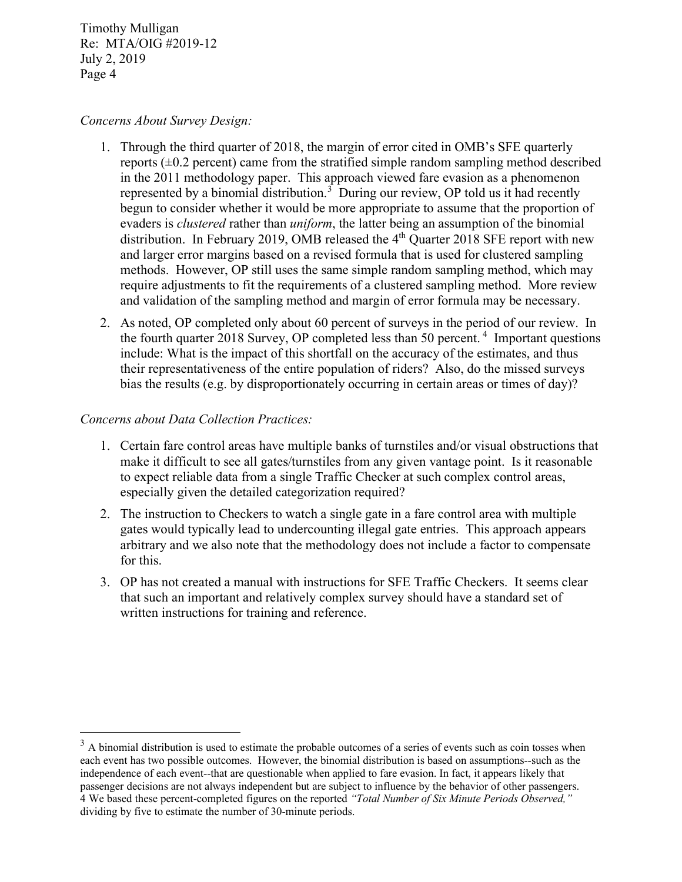*Concerns About Survey Design:*

1. Through the third quarter of 2018, the margin of error cited in OMB's SFE quarterly reports (±0.2 percent) came from the stratified simple random sampling method described in the 2011 methodology paper. This approach viewed fare evasion as a phenomenon represented by a binomial distribution.[3] During our review, OP told us it had recently begun to consider whether it would be more appropriate to assume that the proportion of evaders is *clustered* rather than *uniform*, the latter being an assumption of the binomial distribution. In February 2019, OMB released the 4th Quarter 2018 SFE report with new and larger error margins based on a revised formula that is used for clustered sampling methods. However, OP still uses the same simple random sampling method, which may require adjustments to fit the requirements of a clustered sampling method. More review and validation of the sampling method and margin of error formula may be necessary.

2. As noted, OP completed only about 60 percent of surveys in the period of our review. In the fourth quarter 2018 Survey, OP completed less than 50 percent.[4] Important questions include: What is the impact of this shortfall on the accuracy of the estimates, and thus their representativeness of the entire population of riders? Also, do the missed surveys bias the results (e.g. by disproportionately occurring in certain areas or times of day)?

*Concerns about Data Collection Practices:*

1. Certain fare control areas have multiple banks of turnstiles and/or visual obstructions that make it difficult to see all gates/turnstiles from any given vantage point. Is it reasonable to expect reliable data from a single Traffic Checker at such complex control areas, especially given the detailed categorization required?

2. The instruction to Checkers to watch a single gate in a fare control area with multiple gates would typically lead to undercounting illegal gate entries. This approach appears arbitrary and we also note that the methodology does not include a factor to compensate for this.

3. OP has not created a manual with instructions for SFE Traffic Checkers. It seems clear that such an important and relatively complex survey should have a standard set of written instructions for training and reference.

---

[3] A binomial distribution is used to estimate the probable outcomes of a series of events such as coin tosses when each event has two possible outcomes. However, the binomial distribution is based on assumptions--such as the independence of each event--that are questionable when applied to fare evasion. In fact, it appears likely that passenger decisions are not always independent but are subject to influence by the behavior of other passengers.

[4] We based these percent-completed figures on the reported *"Total Number of Six Minute Periods Observed,"* dividing by five to estimate the number of 30-minute periods.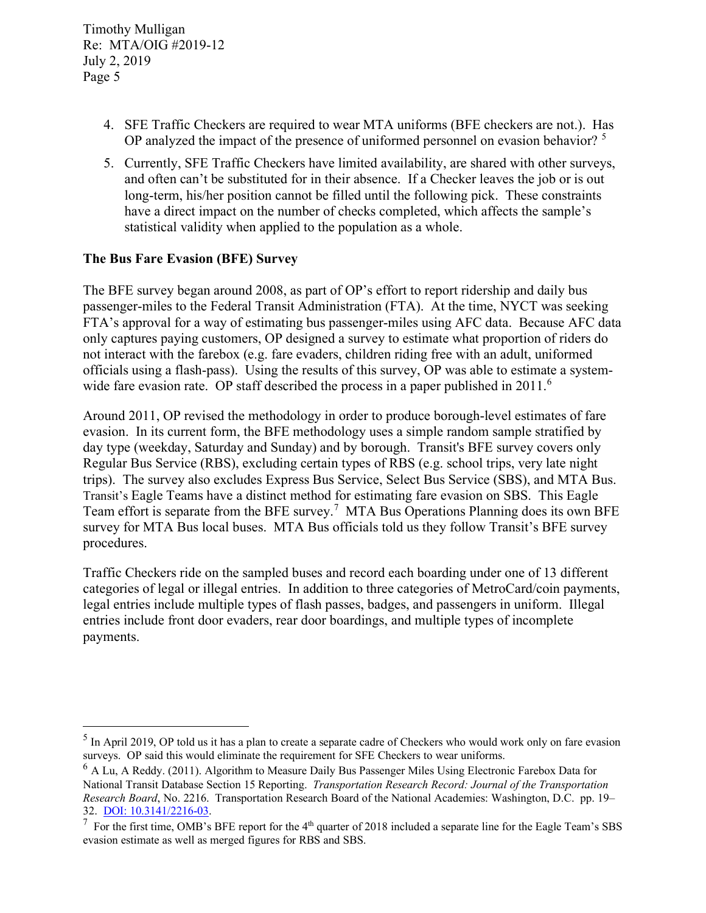4. SFE Traffic Checkers are required to wear MTA uniforms (BFE checkers are not.). Has OP analyzed the impact of the presence of uniformed personnel on evasion behavior? [5]
5. Currently, SFE Traffic Checkers have limited availability, are shared with other surveys, and often can't be substituted for in their absence. If a Checker leaves the job or is out long-term, his/her position cannot be filled until the following pick. These constraints have a direct impact on the number of checks completed, which affects the sample's statistical validity when applied to the population as a whole.

**The Bus Fare Evasion (BFE) Survey**

The BFE survey began around 2008, as part of OP's effort to report ridership and daily bus passenger-miles to the Federal Transit Administration (FTA). At the time, NYCT was seeking FTA's approval for a way of estimating bus passenger-miles using AFC data. Because AFC data only captures paying customers, OP designed a survey to estimate what proportion of riders do not interact with the farebox (e.g. fare evaders, children riding free with an adult, uniformed officials using a flash-pass). Using the results of this survey, OP was able to estimate a system-wide fare evasion rate. OP staff described the process in a paper published in 2011.[6]

Around 2011, OP revised the methodology in order to produce borough-level estimates of fare evasion. In its current form, the BFE methodology uses a simple random sample stratified by day type (weekday, Saturday and Sunday) and by borough. Transit's BFE survey covers only Regular Bus Service (RBS), excluding certain types of RBS (e.g. school trips, very late night trips). The survey also excludes Express Bus Service, Select Bus Service (SBS), and MTA Bus. Transit's Eagle Teams have a distinct method for estimating fare evasion on SBS. This Eagle Team effort is separate from the BFE survey.[7] MTA Bus Operations Planning does its own BFE survey for MTA Bus local buses. MTA Bus officials told us they follow Transit's BFE survey procedures.

Traffic Checkers ride on the sampled buses and record each boarding under one of 13 different categories of legal or illegal entries. In addition to three categories of MetroCard/coin payments, legal entries include multiple types of flash passes, badges, and passengers in uniform. Illegal entries include front door evaders, rear door boardings, and multiple types of incomplete payments.

---

[5] In April 2019, OP told us it has a plan to create a separate cadre of Checkers who would work only on fare evasion surveys. OP said this would eliminate the requirement for SFE Checkers to wear uniforms.

[6] A Lu, A Reddy. (2011). Algorithm to Measure Daily Bus Passenger Miles Using Electronic Farebox Data for National Transit Database Section 15 Reporting. *Transportation Research Record: Journal of the Transportation Research Board*, No. 2216. Transportation Research Board of the National Academies: Washington, D.C. pp. 19–32. DOI: 10.3141/2216-03.

[7] For the first time, OMB's BFE report for the 4th quarter of 2018 included a separate line for the Eagle Team's SBS evasion estimate as well as merged figures for RBS and SBS.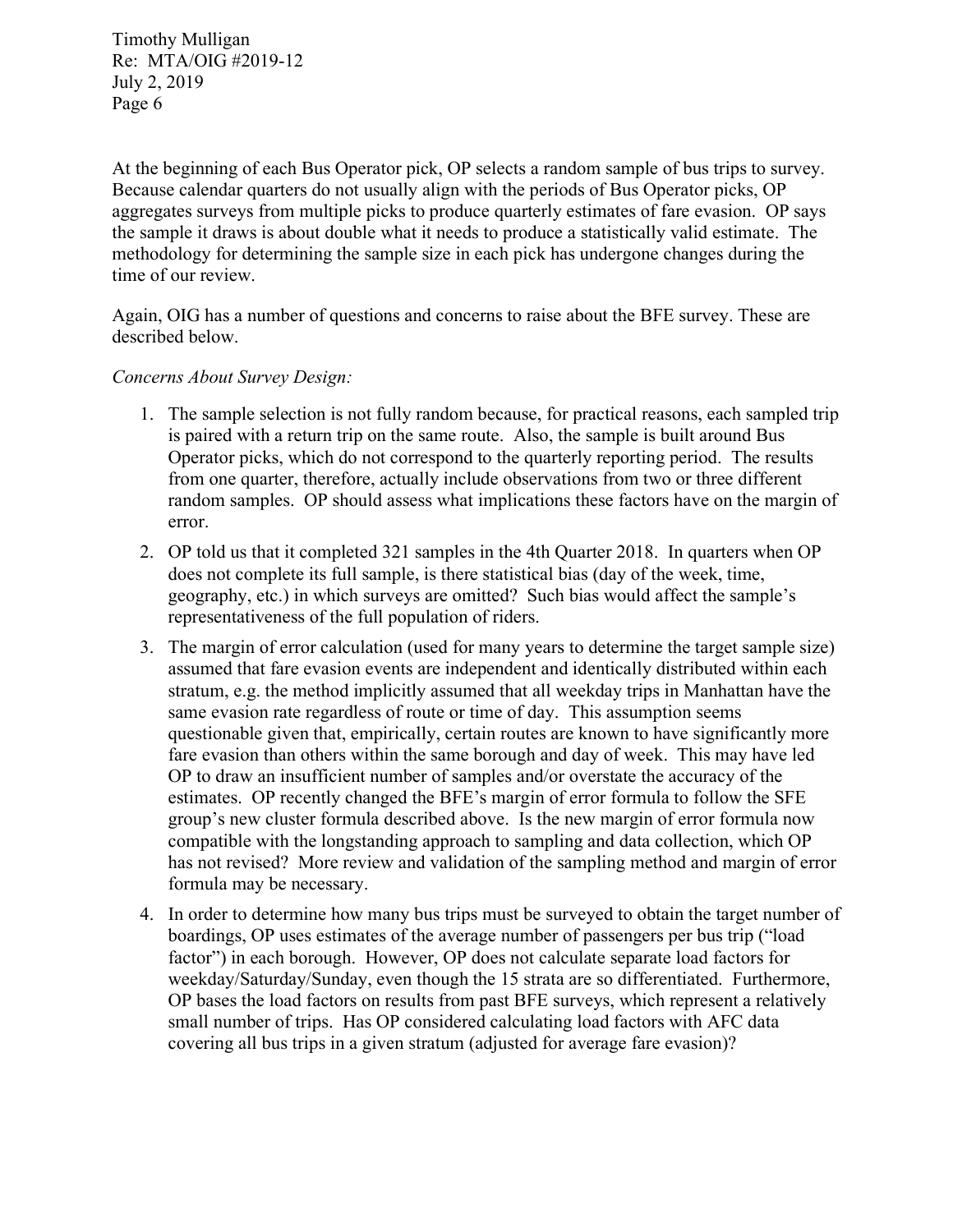At the beginning of each Bus Operator pick, OP selects a random sample of bus trips to survey. Because calendar quarters do not usually align with the periods of Bus Operator picks, OP aggregates surveys from multiple picks to produce quarterly estimates of fare evasion. OP says the sample it draws is about double what it needs to produce a statistically valid estimate. The methodology for determining the sample size in each pick has undergone changes during the time of our review.

Again, OIG has a number of questions and concerns to raise about the BFE survey. These are described below.

*Concerns About Survey Design:*

1. The sample selection is not fully random because, for practical reasons, each sampled trip is paired with a return trip on the same route. Also, the sample is built around Bus Operator picks, which do not correspond to the quarterly reporting period. The results from one quarter, therefore, actually include observations from two or three different random samples. OP should assess what implications these factors have on the margin of error.
2. OP told us that it completed 321 samples in the 4th Quarter 2018. In quarters when OP does not complete its full sample, is there statistical bias (day of the week, time, geography, etc.) in which surveys are omitted? Such bias would affect the sample's representativeness of the full population of riders.
3. The margin of error calculation (used for many years to determine the target sample size) assumed that fare evasion events are independent and identically distributed within each stratum, e.g. the method implicitly assumed that all weekday trips in Manhattan have the same evasion rate regardless of route or time of day. This assumption seems questionable given that, empirically, certain routes are known to have significantly more fare evasion than others within the same borough and day of week. This may have led OP to draw an insufficient number of samples and/or overstate the accuracy of the estimates. OP recently changed the BFE's margin of error formula to follow the SFE group's new cluster formula described above. Is the new margin of error formula now compatible with the longstanding approach to sampling and data collection, which OP has not revised? More review and validation of the sampling method and margin of error formula may be necessary.
4. In order to determine how many bus trips must be surveyed to obtain the target number of boardings, OP uses estimates of the average number of passengers per bus trip ("load factor") in each borough. However, OP does not calculate separate load factors for weekday/Saturday/Sunday, even though the 15 strata are so differentiated. Furthermore, OP bases the load factors on results from past BFE surveys, which represent a relatively small number of trips. Has OP considered calculating load factors with AFC data covering all bus trips in a given stratum (adjusted for average fare evasion)?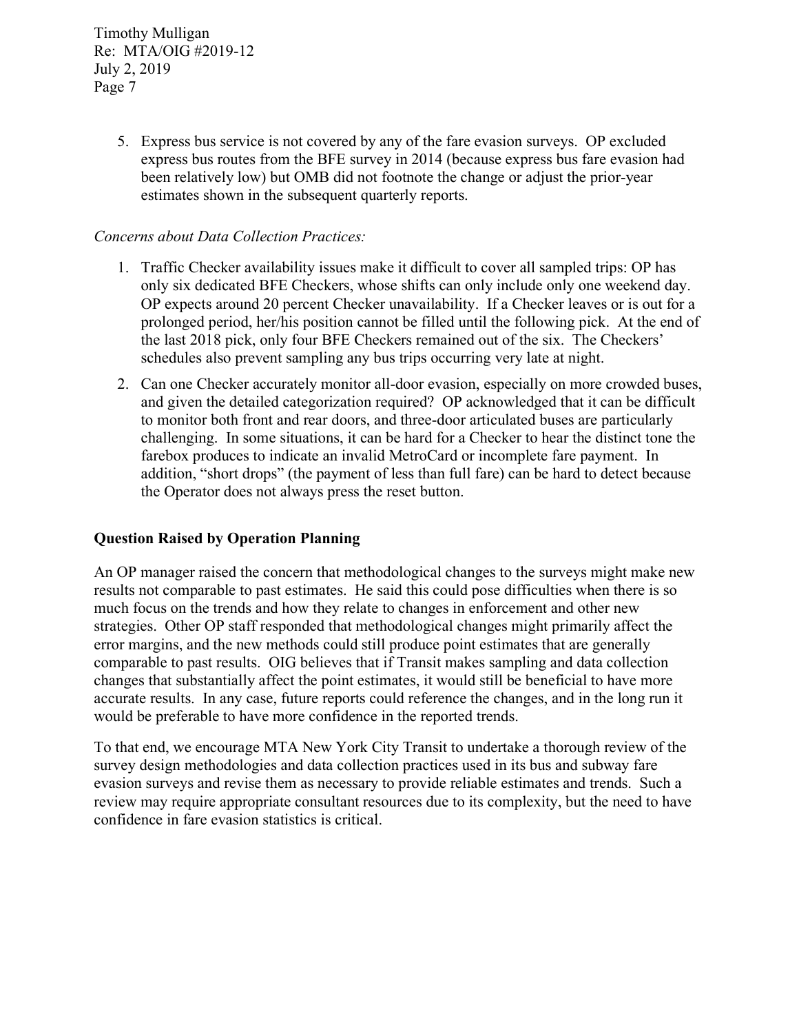5. Express bus service is not covered by any of the fare evasion surveys. OP excluded express bus routes from the BFE survey in 2014 (because express bus fare evasion had been relatively low) but OMB did not footnote the change or adjust the prior-year estimates shown in the subsequent quarterly reports.

*Concerns about Data Collection Practices:*

1. Traffic Checker availability issues make it difficult to cover all sampled trips: OP has only six dedicated BFE Checkers, whose shifts can only include only one weekend day. OP expects around 20 percent Checker unavailability. If a Checker leaves or is out for a prolonged period, her/his position cannot be filled until the following pick. At the end of the last 2018 pick, only four BFE Checkers remained out of the six. The Checkers' schedules also prevent sampling any bus trips occurring very late at night.
2. Can one Checker accurately monitor all-door evasion, especially on more crowded buses, and given the detailed categorization required? OP acknowledged that it can be difficult to monitor both front and rear doors, and three-door articulated buses are particularly challenging. In some situations, it can be hard for a Checker to hear the distinct tone the farebox produces to indicate an invalid MetroCard or incomplete fare payment. In addition, "short drops" (the payment of less than full fare) can be hard to detect because the Operator does not always press the reset button.

**Question Raised by Operation Planning**

An OP manager raised the concern that methodological changes to the surveys might make new results not comparable to past estimates. He said this could pose difficulties when there is so much focus on the trends and how they relate to changes in enforcement and other new strategies. Other OP staff responded that methodological changes might primarily affect the error margins, and the new methods could still produce point estimates that are generally comparable to past results. OIG believes that if Transit makes sampling and data collection changes that substantially affect the point estimates, it would still be beneficial to have more accurate results. In any case, future reports could reference the changes, and in the long run it would be preferable to have more confidence in the reported trends.

To that end, we encourage MTA New York City Transit to undertake a thorough review of the survey design methodologies and data collection practices used in its bus and subway fare evasion surveys and revise them as necessary to provide reliable estimates and trends. Such a review may require appropriate consultant resources due to its complexity, but the need to have confidence in fare evasion statistics is critical.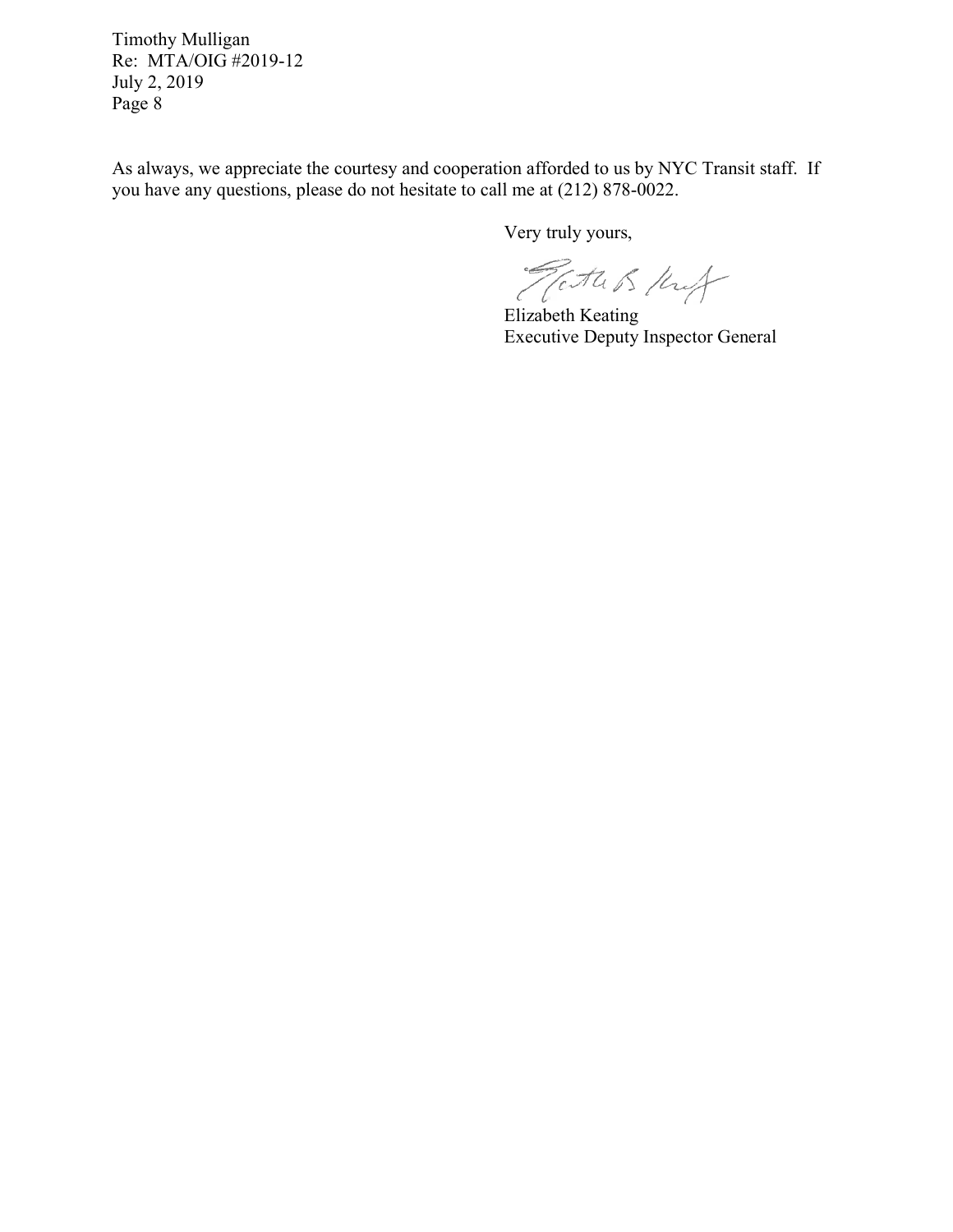As always, we appreciate the courtesy and cooperation afforded to us by NYC Transit staff. If you have any questions, please do not hesitate to call me at (212) 878-0022.

Very truly yours,

Elizabeth Keating
Executive Deputy Inspector General